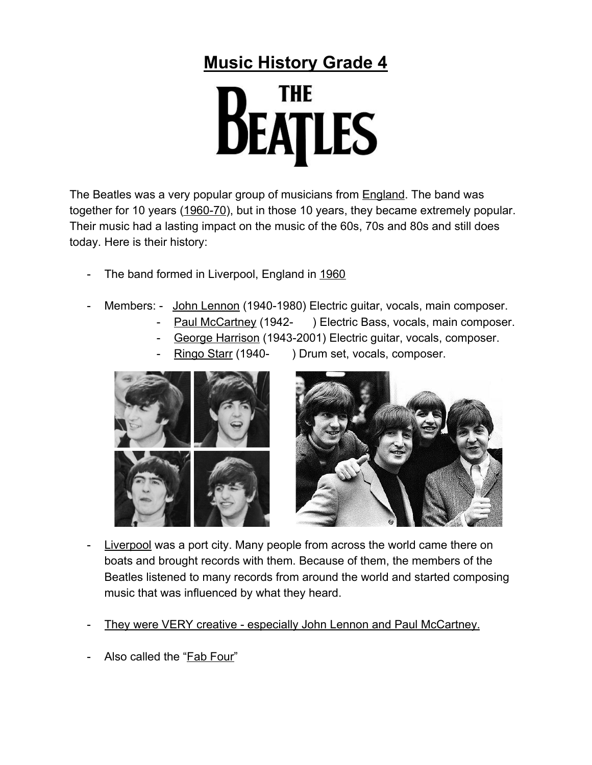# Music History Grade 4

THE BEATLES

The Beatles was a very popular group of musicians from England. The band was together for 10 years (1960-70), but in those 10 years, they became extremely popular. Their music had a lasting impact on the music of the 60s, 70s and 80s and still does today. Here is their history:

- The band formed in Liverpool, England in 1960
- Members:
  - John Lennon (1940-1980) Electric guitar, vocals, main composer.
  - Paul McCartney (1942- ) Electric Bass, vocals, main composer.
  - George Harrison (1943-2001) Electric guitar, vocals, composer.
  - Ringo Starr (1940- ) Drum set, vocals, composer.
- Liverpool was a port city. Many people from across the world came there on boats and brought records with them. Because of them, the members of the Beatles listened to many records from around the world and started composing music that was influenced by what they heard.
- They were VERY creative - especially John Lennon and Paul McCartney.
- Also called the "Fab Four"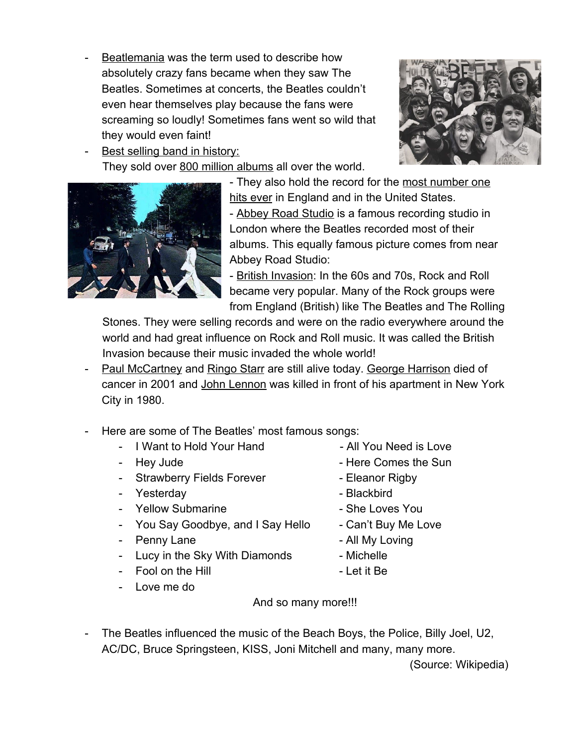- Beatlemania was the term used to describe how absolutely crazy fans became when they saw The Beatles. Sometimes at concerts, the Beatles couldn't even hear themselves play because the fans were screaming so loudly! Sometimes fans went so wild that they would even faint!
- Best selling band in history:
  They sold over 800 million albums all over the world.
- They also hold the record for the most number one hits ever in England and in the United States.
- Abbey Road Studio is a famous recording studio in London where the Beatles recorded most of their albums. This equally famous picture comes from near Abbey Road Studio:
- British Invasion: In the 60s and 70s, Rock and Roll became very popular. Many of the Rock groups were from England (British) like The Beatles and The Rolling Stones. They were selling records and were on the radio everywhere around the world and had great influence on Rock and Roll music. It was called the British Invasion because their music invaded the whole world!
- Paul McCartney and Ringo Starr are still alive today. George Harrison died of cancer in 2001 and John Lennon was killed in front of his apartment in New York City in 1980.

- Here are some of The Beatles' most famous songs:
  - I Want to Hold Your Hand
  - Hey Jude
  - Strawberry Fields Forever
  - Yesterday
  - Yellow Submarine
  - You Say Goodbye, and I Say Hello
  - Penny Lane
  - Lucy in the Sky With Diamonds
  - Fool on the Hill
  - Love me do
  - All You Need is Love
  - Here Comes the Sun
  - Eleanor Rigby
  - Blackbird
  - She Loves You
  - Can't Buy Me Love
  - All My Loving
  - Michelle
  - Let it Be

  And so many more!!!

- The Beatles influenced the music of the Beach Boys, the Police, Billy Joel, U2, AC/DC, Bruce Springsteen, KISS, Joni Mitchell and many, many more.

(Source: Wikipedia)